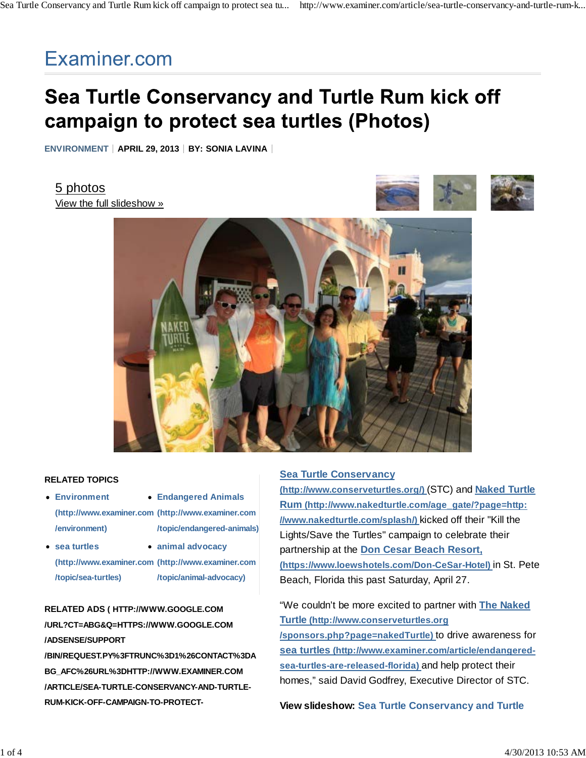# Examiner.com

# Sea Turtle Conservancy and Turtle Rum kick off campaign to protect sea turtles (Photos)

**ENVIRONMENT** | **APRIL 29, 2013** | **BY: SONIA LAVINA**

5 photos
View the full slideshow »

**RELATED TOPICS**

- **Environment (http://www.examiner.com/environment)**
- **Endangered Animals (http://www.examiner.com/topic/endangered-animals)**
- **sea turtles (http://www.examiner.com/topic/sea-turtles)**
- **animal advocacy (http://www.examiner.com/topic/animal-advocacy)**

**RELATED ADS ( HTTP://WWW.GOOGLE.COM/URL?CT=ABG&Q=HTTPS://WWW.GOOGLE.COM/ADSENSE/SUPPORT/BIN/REQUEST.PY%3FTRUNC%3D1%26CONTACT%3DABG_AFC%26URL%3DHTTP://WWW.EXAMINER.COM/ARTICLE/SEA-TURTLE-CONSERVANCY-AND-TURTLE-RUM-KICK-OFF-CAMPAIGN-TO-PROTECT-**

**Sea Turtle Conservancy (http://www.conserveturtles.org/)** (STC) and **Naked Turtle Rum (http://www.nakedturtle.com/age_gate/?page=http://www.nakedturtle.com/splash/)** kicked off their "Kill the Lights/Save the Turtles" campaign to celebrate their partnership at the **Don Cesar Beach Resort, (https://www.loewshotels.com/Don-CeSar-Hotel)** in St. Pete Beach, Florida this past Saturday, April 27.

"We couldn't be more excited to partner with **The Naked Turtle (http://www.conserveturtles.org/sponsors.php?page=nakedTurtle)** to drive awareness for **sea turtles (http://www.examiner.com/article/endangered-sea-turtles-are-released-florida)** and help protect their homes," said David Godfrey, Executive Director of STC.

**View slideshow: Sea Turtle Conservancy and Turtle**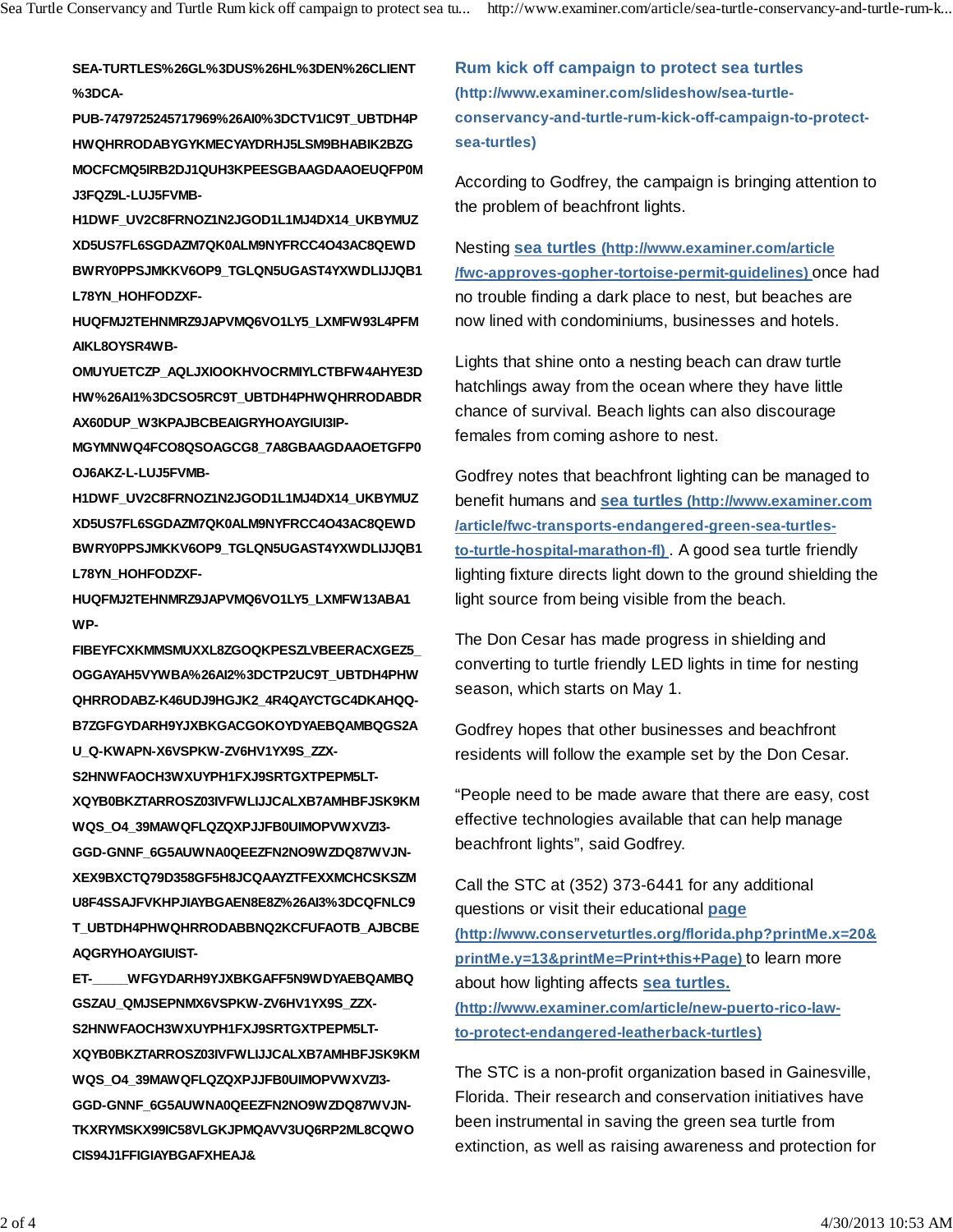SEA-TURTLES%26GL%3DUS%26HL%3DEN%26CLIENT%3DCA-PUB-7479725245717969%26AI0%3DCTV1IC9T_UBTDH4PHWQHRRODABYGYKMECYAYDRHJ5LSM9BHABIK2BZGMOCFCMQ5IRB2DJ1QUH3KPEESGBAAGDAAOEUQFP0MJ3FQZ9L-LUJ5FVMB-H1DWF_UV2C8FRNOZ1N2JGOD1L1MJ4DX14_UKBYMUZXD5US7FL6SGDAZM7QK0ALM9NYFRCC4O43AC8QEWDBWRY0PPSJMKKV6OP9_TGLQN5UGAST4YXWDLIJJQB1L78YN_HOHFODZXF-HUQFMJ2TEHNMRZ9JAPVMQ6VO1LY5_LXMFW93L4PFMAIKL8OYSR4WB-OMUYUETCZP_AQLJXIOOKHVOCRMIYLCTBFW4AHYE3DHW%26AI1%3DCSO5RC9T_UBTDH4PHWQHRRODABDRAX60DUP_W3KPAJBCBEAIGRYHOAYGIUI3IP-MGYMNWQ4FCO8QSOAGCG8_7A8GBAAGDAAOETGFP0OJ6AKZ-L-LUJ5FVMB-H1DWF_UV2C8FRNOZ1N2JGOD1L1MJ4DX14_UKBYMUZXD5US7FL6SGDAZM7QK0ALM9NYFRCC4O43AC8QEWDBWRY0PPSJMKKV6OP9_TGLQN5UGAST4YXWDLIJJQB1L78YN_HOHFODZXF-HUQFMJ2TEHNMRZ9JAPVMQ6VO1LY5_LXMFW13ABA1WP-FIBEYFCXKMMSMUXXL8ZGOQKPESZLVBEERACXGEZ5_OGGAYAH5VYWBA%26AI2%3DCTP2UC9T_UBTDH4PHWQHRRODABZ-K46UDJ9HGJK2_4R4QAYCTGC4DKAHQQ-B7ZGFGYDARH9YJXBKGACGOKOYDYAEBQAMBQGS2AU_Q-KWAPN-X6VSPKW-ZV6HV1YX9S_ZZX-S2HNWFAOCH3WXUYPH1FXJ9SRTGXTPEPM5LT-XQYB0BKZTARROSZ03IVFWLIJJCALXB7AMHBFJSK9KMWQS_O4_39MAWQFLQZQXPJJFB0UIMOPVWXVZI3-GGD-GNNF_6G5AUWNA0QEEZFN2NO9WZDQ87WVJN-XEX9BXCTQ79D358GF5H8JCQAAYZTFEXXMCHCSKSZMU8F4SSAJFVKHPJIAYBGAEN8E8Z%26AI3%3DCQFNLC9T_UBTDH4PHWQHRRODABBNQ2KCFUFAOTB_AJBCBEAQGRYHOAYGIUIST-ET-____WFGYDARH9YJXBKGAFF5N9WDYAEBQAMBQGSZAU_QMJSEPNMX6VSPKW-ZV6HV1YX9S_ZZX-S2HNWFAOCH3WXUYPH1FXJ9SRTGXTPEPM5LT-XQYB0BKZTARROSZ03IVFWLIJJCALXB7AMHBFJSK9KMWQS_O4_39MAWQFLQZQXPJJFB0UIMOPVWXVZI3-GGD-GNNF_6G5AUWNA0QEEZFN2NO9WZDQ87WVJN-TKXRYMSKX99IC58VLGKJPMQAVV3UQ6RP2ML8CQWOCIS94J1FFIGIAYBGAFXHEAJ&

Rum kick off campaign to protect sea turtles (http://www.examiner.com/slideshow/sea-turtle-conservancy-and-turtle-rum-kick-off-campaign-to-protect-sea-turtles)

According to Godfrey, the campaign is bringing attention to the problem of beachfront lights.

Nesting **sea turtles (http://www.examiner.com/article/fwc-approves-gopher-tortoise-permit-guidelines)** once had no trouble finding a dark place to nest, but beaches are now lined with condominiums, businesses and hotels.

Lights that shine onto a nesting beach can draw turtle hatchlings away from the ocean where they have little chance of survival. Beach lights can also discourage females from coming ashore to nest.

Godfrey notes that beachfront lighting can be managed to benefit humans and **sea turtles (http://www.examiner.com/article/fwc-transports-endangered-green-sea-turtles-to-turtle-hospital-marathon-fl)**. A good sea turtle friendly lighting fixture directs light down to the ground shielding the light source from being visible from the beach.

The Don Cesar has made progress in shielding and converting to turtle friendly LED lights in time for nesting season, which starts on May 1.

Godfrey hopes that other businesses and beachfront residents will follow the example set by the Don Cesar.

“People need to be made aware that there are easy, cost effective technologies available that can help manage beachfront lights”, said Godfrey.

Call the STC at (352) 373-6441 for any additional questions or visit their educational **page (http://www.conserveturtles.org/florida.php?printMe.x=20&printMe.y=13&printMe=Print+this+Page)** to learn more about how lighting affects **sea turtles. (http://www.examiner.com/article/new-puerto-rico-law-to-protect-endangered-leatherback-turtles)**

The STC is a non-profit organization based in Gainesville, Florida. Their research and conservation initiatives have been instrumental in saving the green sea turtle from extinction, as well as raising awareness and protection for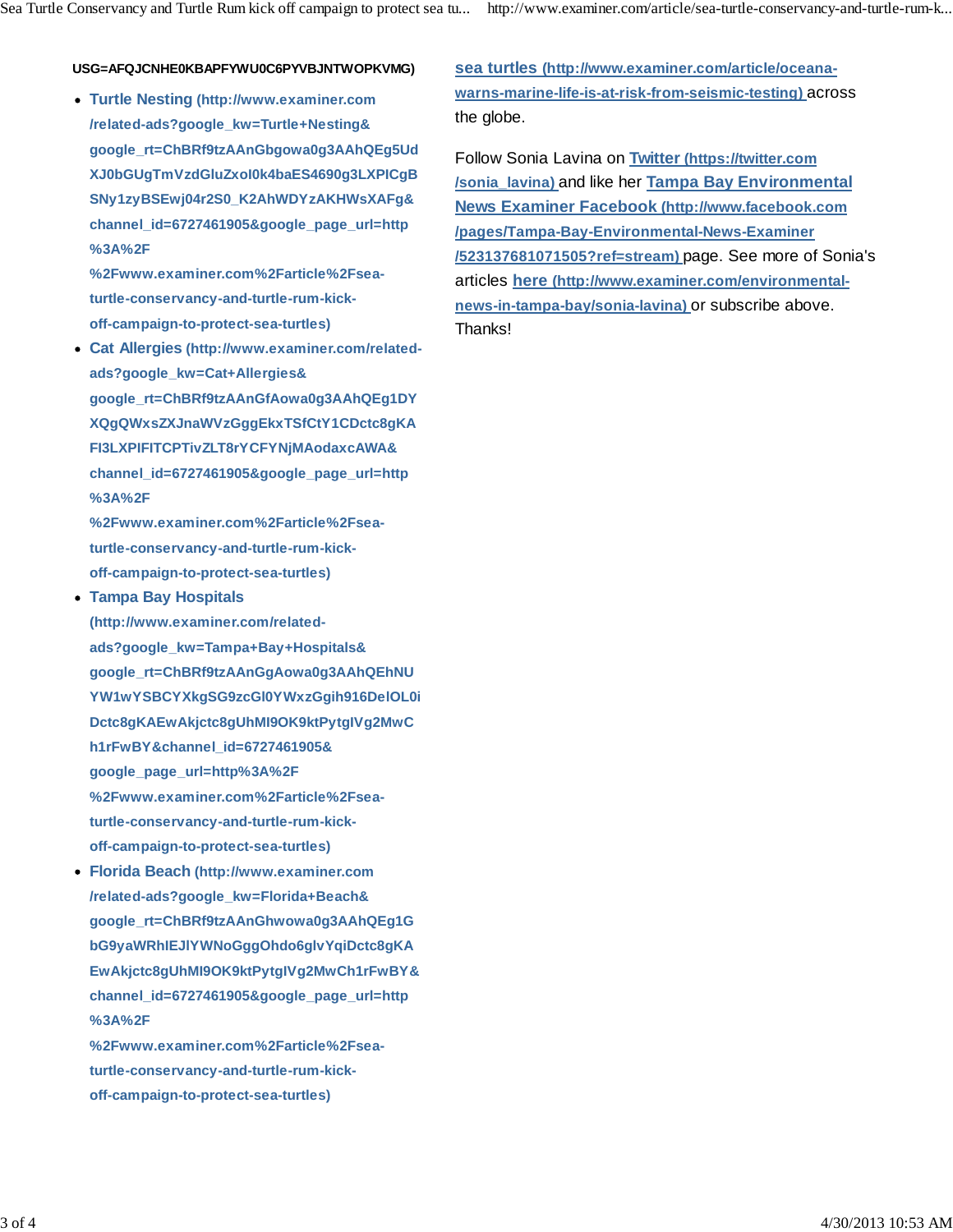USG=AFQJCNHE0KBAPFYWU0C6PYVBJNTWOPKVMG)

- Turtle Nesting (http://www.examiner.com/related-ads?google_kw=Turtle+Nesting&google_rt=ChBRf9tzAAnGbgowa0g3AAhQEg5UdXJ0bGUgTmVzdGluZxoI0k4baES4690g3LXPICgBSNy1zyBSEwj04r2S0_K2AhWDYzAKHWsXAFg&channel_id=6727461905&google_page_url=http%3A%2F%2Fwww.examiner.com%2Farticle%2Fsea-turtle-conservancy-and-turtle-rum-kick-off-campaign-to-protect-sea-turtles)
- Cat Allergies (http://www.examiner.com/related-ads?google_kw=Cat+Allergies&google_rt=ChBRf9tzAAnGfAowa0g3AAhQEg1DYXQgQWxsZXJnaWVzGggEkxTSfCtY1CDctc8gKAFI3LXPIFITCPTivZLT8rYCFYNjMAodaxcAWA&channel_id=6727461905&google_page_url=http%3A%2F%2Fwww.examiner.com%2Farticle%2Fsea-turtle-conservancy-and-turtle-rum-kick-off-campaign-to-protect-sea-turtles)
- Tampa Bay Hospitals (http://www.examiner.com/related-ads?google_kw=Tampa+Bay+Hospitals&google_rt=ChBRf9tzAAnGgAowa0g3AAhQEhNUYW1wYSBCYXkgSG9zcGl0YWxzGgih916DelOL0iDctc8gKAEwAkjctc8gUhMI9OK9ktPytgIVg2MwCh1rFwBY&channel_id=6727461905&google_page_url=http%3A%2F%2Fwww.examiner.com%2Farticle%2Fsea-turtle-conservancy-and-turtle-rum-kick-off-campaign-to-protect-sea-turtles)
- Florida Beach (http://www.examiner.com/related-ads?google_kw=Florida+Beach&google_rt=ChBRf9tzAAnGhwowa0g3AAhQEg1GbG9yaWRhIEJlYWNoGggOhdo6glvYqiDctc8gKAEwAkjctc8gUhMI9OK9ktPytgIVg2MwCh1rFwBY&channel_id=6727461905&google_page_url=http%3A%2F%2Fwww.examiner.com%2Farticle%2Fsea-turtle-conservancy-and-turtle-rum-kick-off-campaign-to-protect-sea-turtles)

sea turtles (http://www.examiner.com/article/oceana-warns-marine-life-is-at-risk-from-seismic-testing) across the globe.

Follow Sonia Lavina on Twitter (https://twitter.com/sonia_lavina) and like her Tampa Bay Environmental News Examiner Facebook (http://www.facebook.com/pages/Tampa-Bay-Environmental-News-Examiner/523137681071505?ref=stream) page. See more of Sonia's articles here (http://www.examiner.com/environmental-news-in-tampa-bay/sonia-lavina) or subscribe above. Thanks!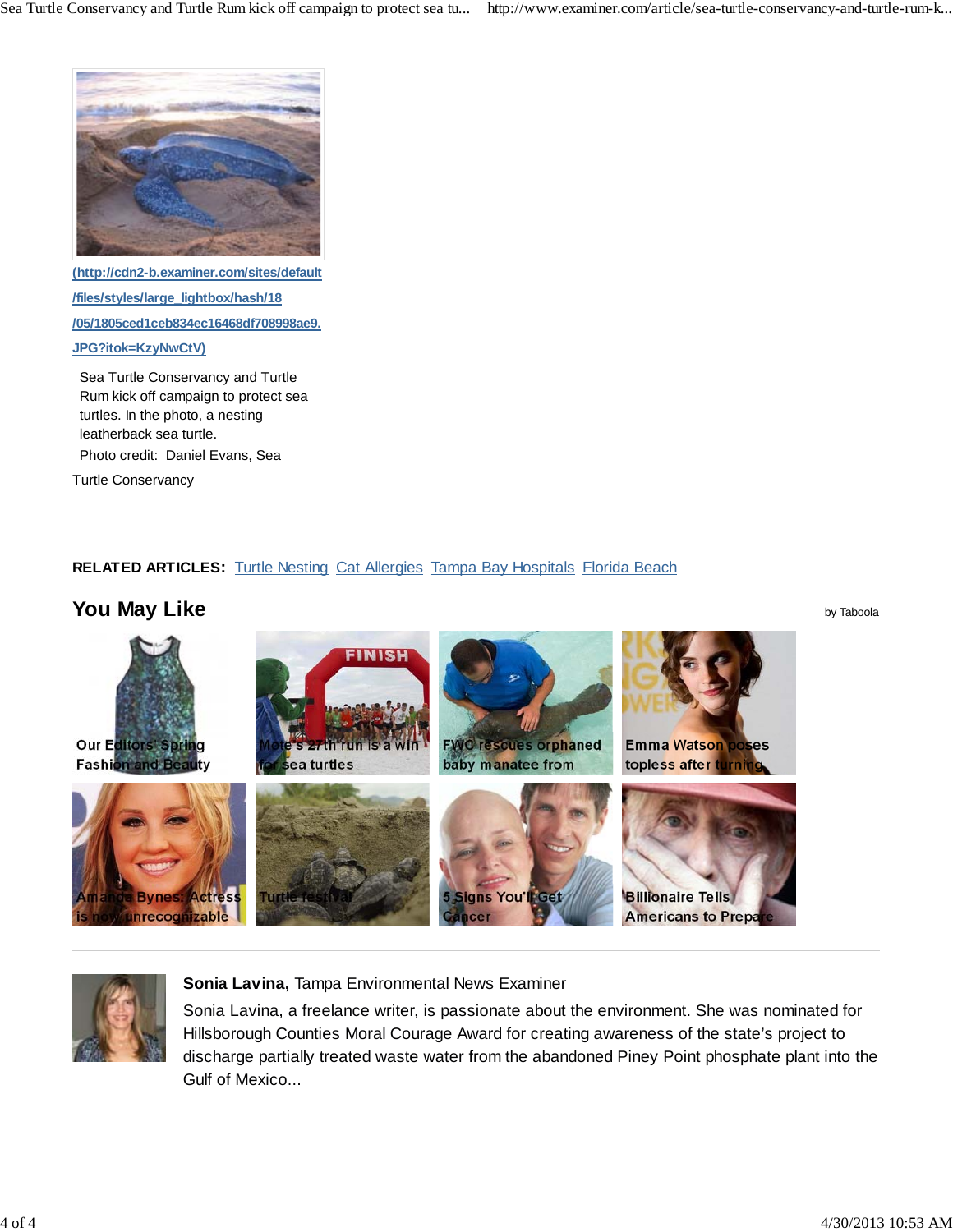(http://cdn2-b.examiner.com/sites/default/files/styles/large_lightbox/hash/18/05/1805ced1ceb834ec16468df708998ae9.JPG?itok=KzyNwCtV)

Sea Turtle Conservancy and Turtle Rum kick off campaign to protect sea turtles. In the photo, a nesting leatherback sea turtle.

Photo credit: Daniel Evans, Sea Turtle Conservancy

**RELATED ARTICLES:** Turtle Nesting Cat Allergies Tampa Bay Hospitals Florida Beach

## You May Like

by Taboola

Our Editors' Spring Fashion and Beauty

Mote's 27th run is a win for sea turtles

FWC rescues orphaned baby manatee from

Emma Watson poses topless after turning

Amanda Bynes: Actress is now unrecognizable

Turtle festival

5 Signs You'll Get Cancer

Billionaire Tells Americans to Prepare

---

**Sonia Lavina,** Tampa Environmental News Examiner

Sonia Lavina, a freelance writer, is passionate about the environment. She was nominated for Hillsborough Counties Moral Courage Award for creating awareness of the state's project to discharge partially treated waste water from the abandoned Piney Point phosphate plant into the Gulf of Mexico...